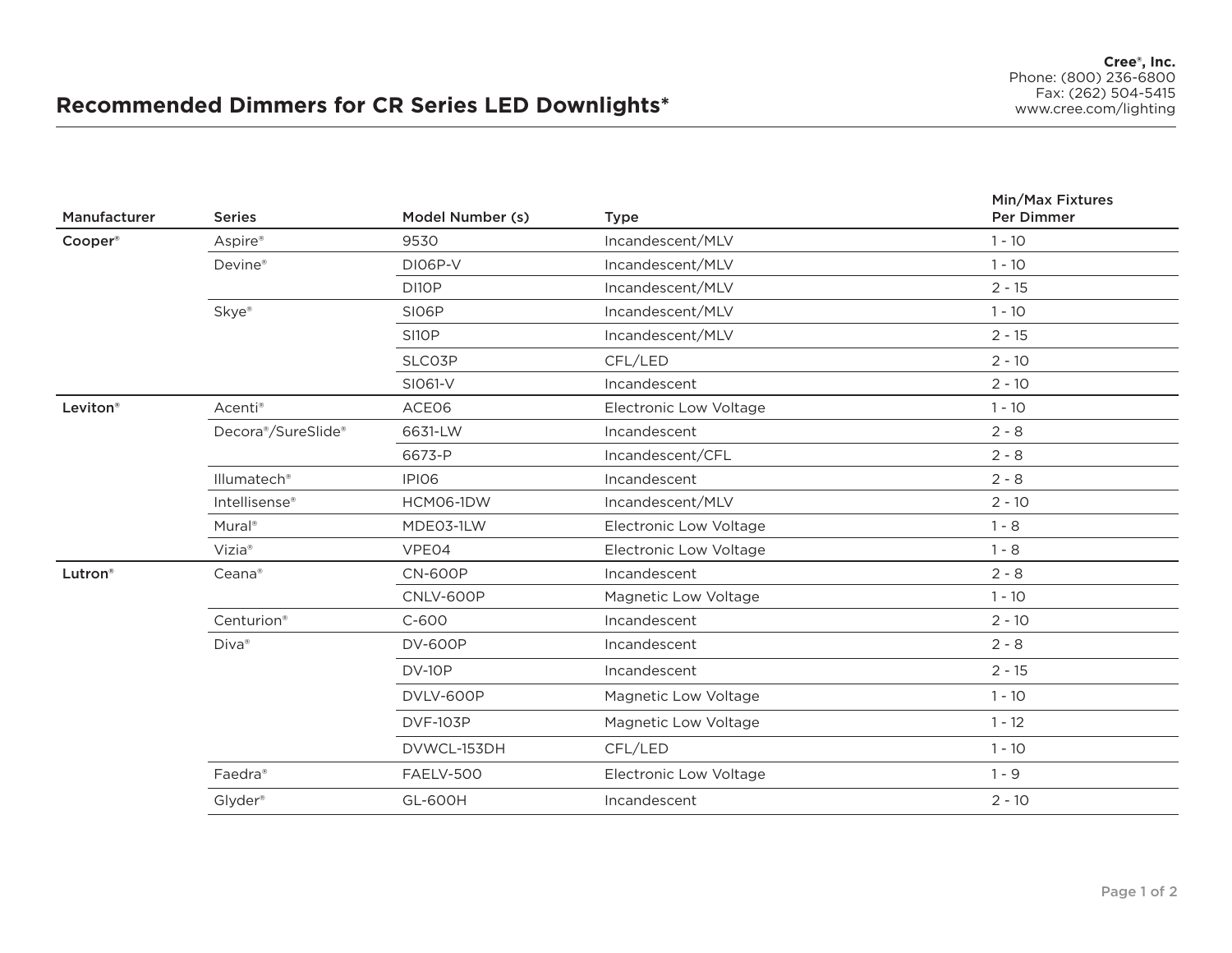# Recommended Dimmers for CR Series LED Downlights*

**Cree®, Inc.**
Phone: (800) 236-6800
Fax: (262) 504-5415
www.cree.com/lighting

| Manufacturer | Series | Model Number (s) | Type | Min/Max Fixtures Per Dimmer |
|---|---|---|---|---|
| **Cooper®** | Aspire® | 9530 | Incandescent/MLV | 1 - 10 |
| | Devine® | DI06P-V | Incandescent/MLV | 1 - 10 |
| | | DI10P | Incandescent/MLV | 2 - 15 |
| | Skye® | SI06P | Incandescent/MLV | 1 - 10 |
| | | SI10P | Incandescent/MLV | 2 - 15 |
| | | SLC03P | CFL/LED | 2 - 10 |
| | | SI061-V | Incandescent | 2 - 10 |
| **Leviton®** | Acenti® | ACE06 | Electronic Low Voltage | 1 - 10 |
| | Decora®/SureSlide® | 6631-LW | Incandescent | 2 - 8 |
| | | 6673-P | Incandescent/CFL | 2 - 8 |
| | Illumatech® | IPI06 | Incandescent | 2 - 8 |
| | Intellisense® | HCM06-1DW | Incandescent/MLV | 2 - 10 |
| | Mural® | MDE03-1LW | Electronic Low Voltage | 1 - 8 |
| | Vizia® | VPE04 | Electronic Low Voltage | 1 - 8 |
| **Lutron®** | Ceana® | CN-600P | Incandescent | 2 - 8 |
| | | CNLV-600P | Magnetic Low Voltage | 1 - 10 |
| | Centurion® | C-600 | Incandescent | 2 - 10 |
| | Diva® | DV-600P | Incandescent | 2 - 8 |
| | | DV-10P | Incandescent | 2 - 15 |
| | | DVLV-600P | Magnetic Low Voltage | 1 - 10 |
| | | DVF-103P | Magnetic Low Voltage | 1 - 12 |
| | | DVWCL-153DH | CFL/LED | 1 - 10 |
| | Faedra® | FAELV-500 | Electronic Low Voltage | 1 - 9 |
| | Glyder® | GL-600H | Incandescent | 2 - 10 |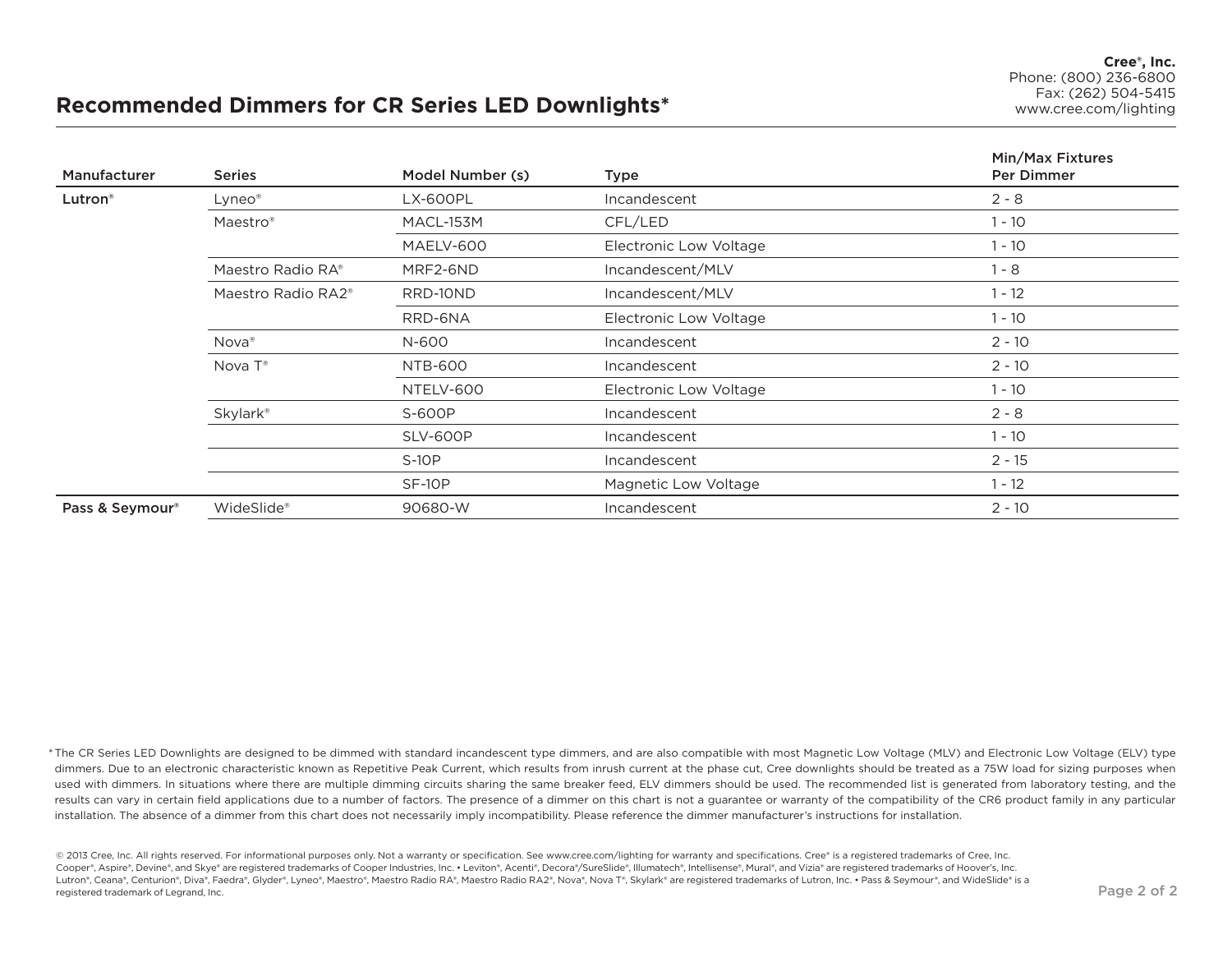## Recommended Dimmers for CR Series LED Downlights*

**Cree®, Inc.**
Phone: (800) 236-6800
Fax: (262) 504-5415
www.cree.com/lighting

| Manufacturer | Series | Model Number (s) | Type | Min/Max Fixtures Per Dimmer |
|---|---|---|---|---|
| **Lutron®** | Lyneo® | LX-600PL | Incandescent | 2 - 8 |
| | Maestro® | MACL-153M | CFL/LED | 1 - 10 |
| | | MAELV-600 | Electronic Low Voltage | 1 - 10 |
| | Maestro Radio RA® | MRF2-6ND | Incandescent/MLV | 1 - 8 |
| | Maestro Radio RA2® | RRD-10ND | Incandescent/MLV | 1 - 12 |
| | | RRD-6NA | Electronic Low Voltage | 1 - 10 |
| | Nova® | N-600 | Incandescent | 2 - 10 |
| | Nova T® | NTB-600 | Incandescent | 2 - 10 |
| | | NTELV-600 | Electronic Low Voltage | 1 - 10 |
| | Skylark® | S-600P | Incandescent | 2 - 8 |
| | | SLV-600P | Incandescent | 1 - 10 |
| | | S-10P | Incandescent | 2 - 15 |
| | | SF-10P | Magnetic Low Voltage | 1 - 12 |
| **Pass & Seymour®** | WideSlide® | 90680-W | Incandescent | 2 - 10 |

* The CR Series LED Downlights are designed to be dimmed with standard incandescent type dimmers, and are also compatible with most Magnetic Low Voltage (MLV) and Electronic Low Voltage (ELV) type dimmers. Due to an electronic characteristic known as Repetitive Peak Current, which results from inrush current at the phase cut, Cree downlights should be treated as a 75W load for sizing purposes when used with dimmers. In situations where there are multiple dimming circuits sharing the same breaker feed, ELV dimmers should be used. The recommended list is generated from laboratory testing, and the results can vary in certain field applications due to a number of factors. The presence of a dimmer on this chart is not a guarantee or warranty of the compatibility of the CR6 product family in any particular installation. The absence of a dimmer from this chart does not necessarily imply incompatibility. Please reference the dimmer manufacturer's instructions for installation.

© 2013 Cree, Inc. All rights reserved. For informational purposes only. Not a warranty or specification. See www.cree.com/lighting for warranty and specifications. Cree® is a registered trademarks of Cree, Inc. Cooper®, Aspire®, Devine®, and Skye® are registered trademarks of Cooper Industries, Inc. • Leviton®, Acenti®, Decora®/SureSlide®, Illumatech®, Intellisense®, Mural®, and Vizia® are registered trademarks of Hoover's, Inc. Lutron®, Ceana®, Centurion®, Diva®, Faedra®, Glyder®, Lyneo®, Maestro®, Maestro Radio RA®, Maestro Radio RA2®, Nova®, Nova T®, Skylark® are registered trademarks of Lutron, Inc. • Pass & Seymour®, and WideSlide® is a registered trademark of Legrand, Inc.